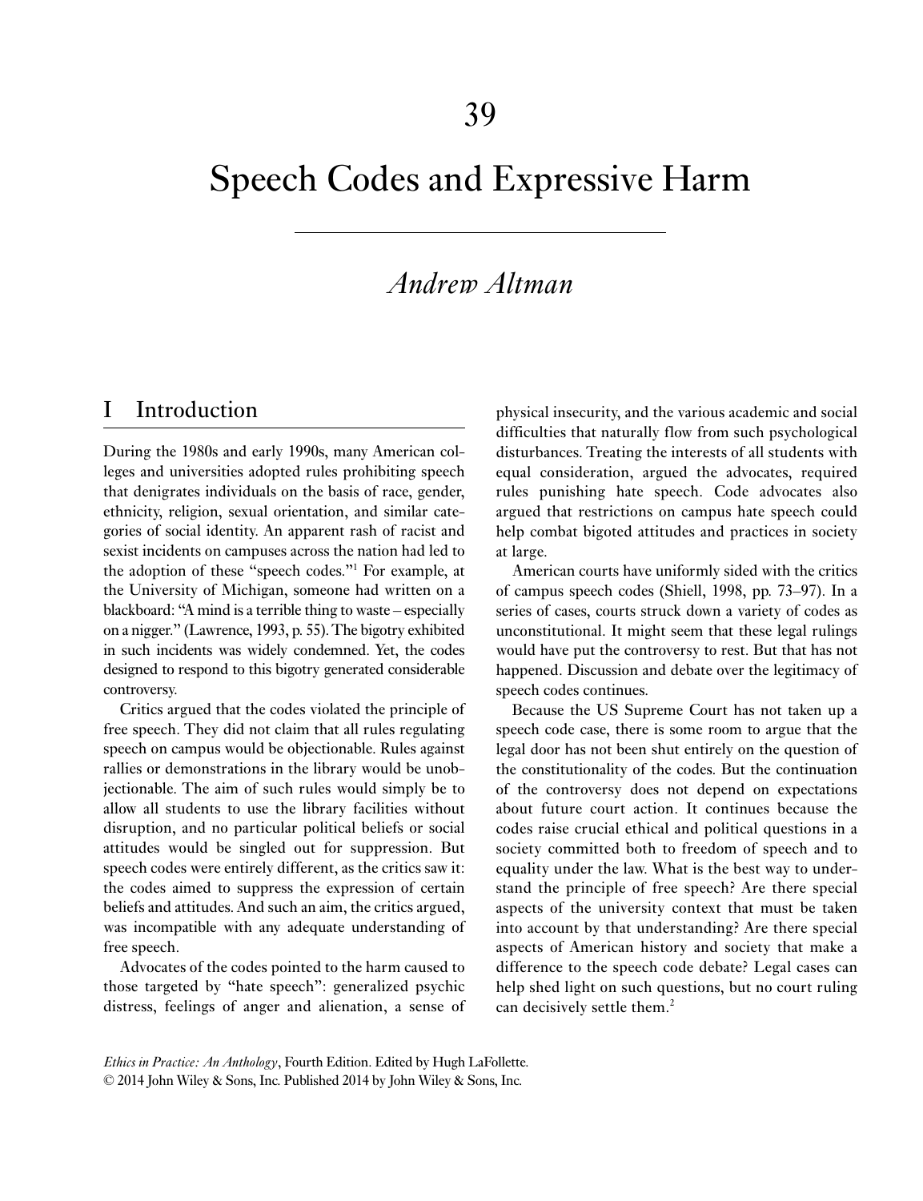# 39

# Speech Codes and Expressive Harm

## *Andrew Altman*

## I Introduction

During the 1980s and early 1990s, many American colleges and universities adopted rules prohibiting speech that denigrates individuals on the basis of race, gender, ethnicity, religion, sexual orientation, and similar categories of social identity. An apparent rash of racist and sexist incidents on campuses across the nation had led to the adoption of these "speech codes."[1] For example, at the University of Michigan, someone had written on a blackboard: "A mind is a terrible thing to waste – especially on a nigger." (Lawrence, 1993, p. 55). The bigotry exhibited in such incidents was widely condemned. Yet, the codes designed to respond to this bigotry generated considerable controversy.

Critics argued that the codes violated the principle of free speech. They did not claim that all rules regulating speech on campus would be objectionable. Rules against rallies or demonstrations in the library would be unobjectionable. The aim of such rules would simply be to allow all students to use the library facilities without disruption, and no particular political beliefs or social attitudes would be singled out for suppression. But speech codes were entirely different, as the critics saw it: the codes aimed to suppress the expression of certain beliefs and attitudes. And such an aim, the critics argued, was incompatible with any adequate understanding of free speech.

Advocates of the codes pointed to the harm caused to those targeted by "hate speech": generalized psychic distress, feelings of anger and alienation, a sense of physical insecurity, and the various academic and social difficulties that naturally flow from such psychological disturbances. Treating the interests of all students with equal consideration, argued the advocates, required rules punishing hate speech. Code advocates also argued that restrictions on campus hate speech could help combat bigoted attitudes and practices in society at large.

American courts have uniformly sided with the critics of campus speech codes (Shiell, 1998, pp. 73–97). In a series of cases, courts struck down a variety of codes as unconstitutional. It might seem that these legal rulings would have put the controversy to rest. But that has not happened. Discussion and debate over the legitimacy of speech codes continues.

Because the US Supreme Court has not taken up a speech code case, there is some room to argue that the legal door has not been shut entirely on the question of the constitutionality of the codes. But the continuation of the controversy does not depend on expectations about future court action. It continues because the codes raise crucial ethical and political questions in a society committed both to freedom of speech and to equality under the law. What is the best way to understand the principle of free speech? Are there special aspects of the university context that must be taken into account by that understanding? Are there special aspects of American history and society that make a difference to the speech code debate? Legal cases can help shed light on such questions, but no court ruling can decisively settle them.[2]

*Ethics in Practice: An Anthology*, Fourth Edition. Edited by Hugh LaFollette.
© 2014 John Wiley & Sons, Inc. Published 2014 by John Wiley & Sons, Inc.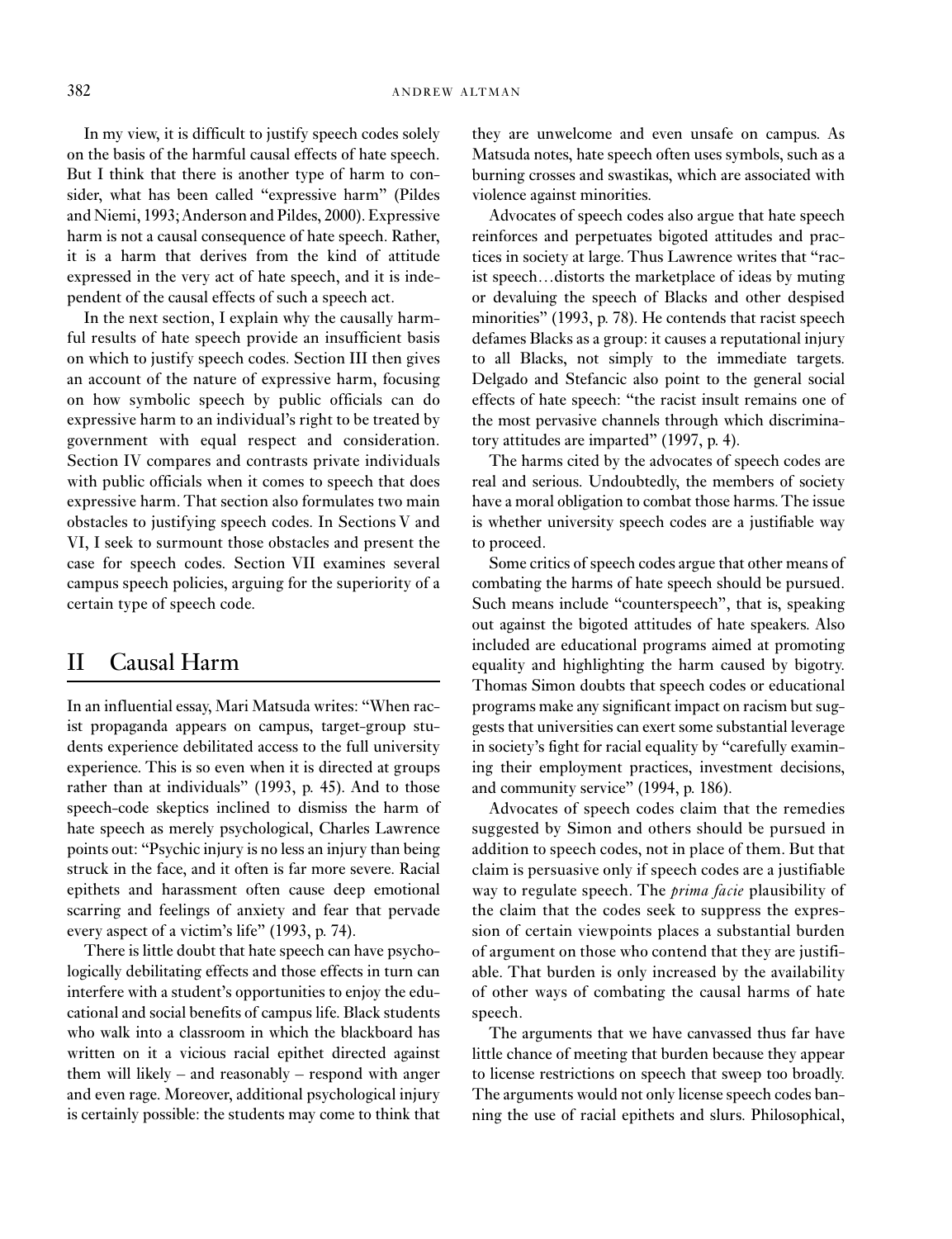In my view, it is difficult to justify speech codes solely on the basis of the harmful causal effects of hate speech. But I think that there is another type of harm to consider, what has been called "expressive harm" (Pildes and Niemi, 1993; Anderson and Pildes, 2000). Expressive harm is not a causal consequence of hate speech. Rather, it is a harm that derives from the kind of attitude expressed in the very act of hate speech, and it is independent of the causal effects of such a speech act.

In the next section, I explain why the causally harmful results of hate speech provide an insufficient basis on which to justify speech codes. Section III then gives an account of the nature of expressive harm, focusing on how symbolic speech by public officials can do expressive harm to an individual's right to be treated by government with equal respect and consideration. Section IV compares and contrasts private individuals with public officials when it comes to speech that does expressive harm. That section also formulates two main obstacles to justifying speech codes. In Sections V and VI, I seek to surmount those obstacles and present the case for speech codes. Section VII examines several campus speech policies, arguing for the superiority of a certain type of speech code.

## II Causal Harm

In an influential essay, Mari Matsuda writes: "When racist propaganda appears on campus, target-group students experience debilitated access to the full university experience. This is so even when it is directed at groups rather than at individuals" (1993, p. 45). And to those speech-code skeptics inclined to dismiss the harm of hate speech as merely psychological, Charles Lawrence points out: "Psychic injury is no less an injury than being struck in the face, and it often is far more severe. Racial epithets and harassment often cause deep emotional scarring and feelings of anxiety and fear that pervade every aspect of a victim's life" (1993, p. 74).

There is little doubt that hate speech can have psychologically debilitating effects and those effects in turn can interfere with a student's opportunities to enjoy the educational and social benefits of campus life. Black students who walk into a classroom in which the blackboard has written on it a vicious racial epithet directed against them will likely – and reasonably – respond with anger and even rage. Moreover, additional psychological injury is certainly possible: the students may come to think that they are unwelcome and even unsafe on campus. As Matsuda notes, hate speech often uses symbols, such as a burning crosses and swastikas, which are associated with violence against minorities.

Advocates of speech codes also argue that hate speech reinforces and perpetuates bigoted attitudes and practices in society at large. Thus Lawrence writes that "racist speech…distorts the marketplace of ideas by muting or devaluing the speech of Blacks and other despised minorities" (1993, p. 78). He contends that racist speech defames Blacks as a group: it causes a reputational injury to all Blacks, not simply to the immediate targets. Delgado and Stefancic also point to the general social effects of hate speech: "the racist insult remains one of the most pervasive channels through which discriminatory attitudes are imparted" (1997, p. 4).

The harms cited by the advocates of speech codes are real and serious. Undoubtedly, the members of society have a moral obligation to combat those harms. The issue is whether university speech codes are a justifiable way to proceed.

Some critics of speech codes argue that other means of combating the harms of hate speech should be pursued. Such means include "counterspeech", that is, speaking out against the bigoted attitudes of hate speakers. Also included are educational programs aimed at promoting equality and highlighting the harm caused by bigotry. Thomas Simon doubts that speech codes or educational programs make any significant impact on racism but suggests that universities can exert some substantial leverage in society's fight for racial equality by "carefully examining their employment practices, investment decisions, and community service" (1994, p. 186).

Advocates of speech codes claim that the remedies suggested by Simon and others should be pursued in addition to speech codes, not in place of them. But that claim is persuasive only if speech codes are a justifiable way to regulate speech. The *prima facie* plausibility of the claim that the codes seek to suppress the expression of certain viewpoints places a substantial burden of argument on those who contend that they are justifiable. That burden is only increased by the availability of other ways of combating the causal harms of hate speech.

The arguments that we have canvassed thus far have little chance of meeting that burden because they appear to license restrictions on speech that sweep too broadly. The arguments would not only license speech codes banning the use of racial epithets and slurs. Philosophical,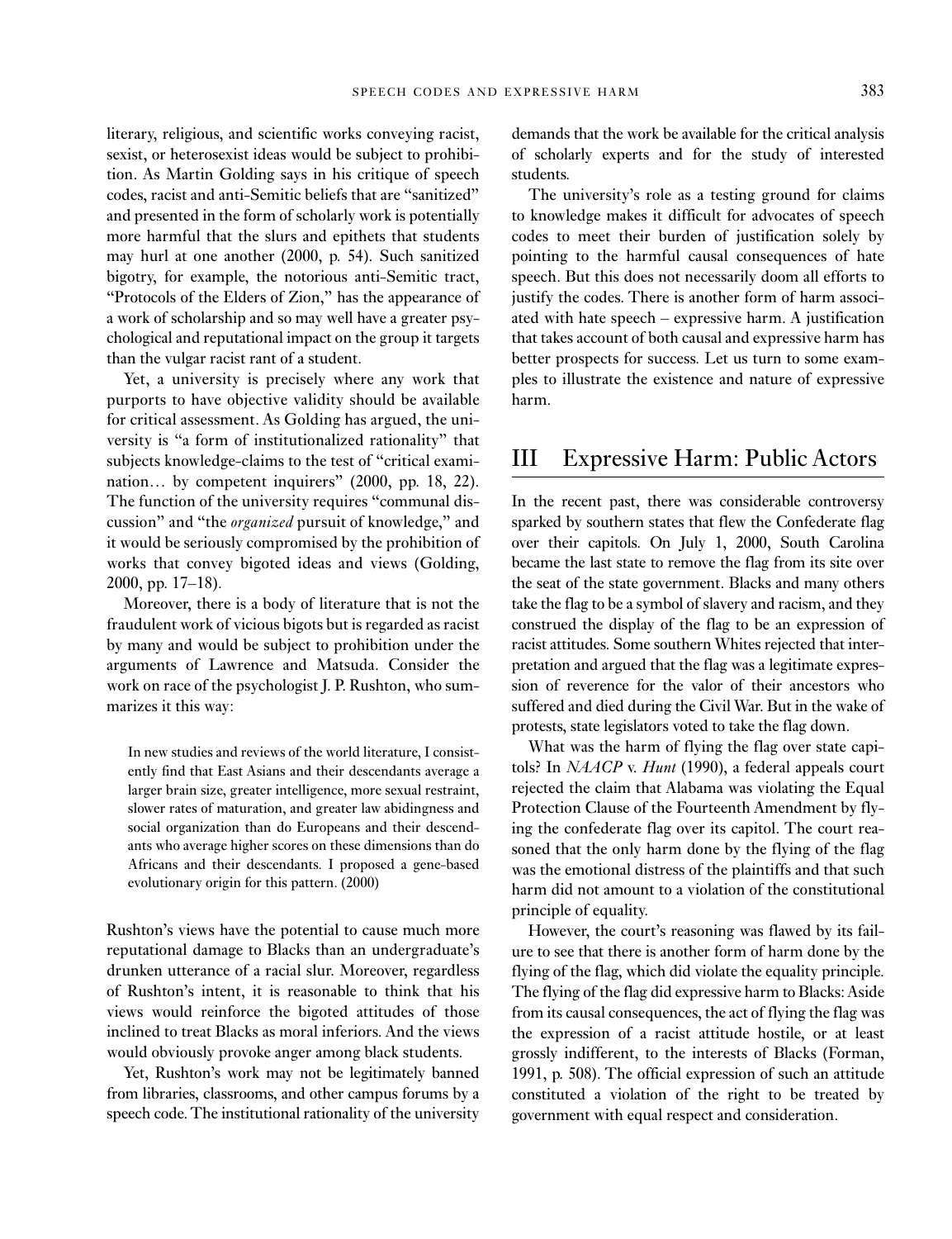literary, religious, and scientific works conveying racist, sexist, or heterosexist ideas would be subject to prohibition. As Martin Golding says in his critique of speech codes, racist and anti-Semitic beliefs that are "sanitized" and presented in the form of scholarly work is potentially more harmful that the slurs and epithets that students may hurl at one another (2000, p. 54). Such sanitized bigotry, for example, the notorious anti-Semitic tract, "Protocols of the Elders of Zion," has the appearance of a work of scholarship and so may well have a greater psychological and reputational impact on the group it targets than the vulgar racist rant of a student.

Yet, a university is precisely where any work that purports to have objective validity should be available for critical assessment. As Golding has argued, the university is "a form of institutionalized rationality" that subjects knowledge-claims to the test of "critical examination… by competent inquirers" (2000, pp. 18, 22). The function of the university requires "communal discussion" and "the *organized* pursuit of knowledge," and it would be seriously compromised by the prohibition of works that convey bigoted ideas and views (Golding, 2000, pp. 17–18).

Moreover, there is a body of literature that is not the fraudulent work of vicious bigots but is regarded as racist by many and would be subject to prohibition under the arguments of Lawrence and Matsuda. Consider the work on race of the psychologist J. P. Rushton, who summarizes it this way:

> In new studies and reviews of the world literature, I consistently find that East Asians and their descendants average a larger brain size, greater intelligence, more sexual restraint, slower rates of maturation, and greater law abidingness and social organization than do Europeans and their descendants who average higher scores on these dimensions than do Africans and their descendants. I proposed a gene-based evolutionary origin for this pattern. (2000)

Rushton's views have the potential to cause much more reputational damage to Blacks than an undergraduate's drunken utterance of a racial slur. Moreover, regardless of Rushton's intent, it is reasonable to think that his views would reinforce the bigoted attitudes of those inclined to treat Blacks as moral inferiors. And the views would obviously provoke anger among black students.

Yet, Rushton's work may not be legitimately banned from libraries, classrooms, and other campus forums by a speech code. The institutional rationality of the university demands that the work be available for the critical analysis of scholarly experts and for the study of interested students.

The university's role as a testing ground for claims to knowledge makes it difficult for advocates of speech codes to meet their burden of justification solely by pointing to the harmful causal consequences of hate speech. But this does not necessarily doom all efforts to justify the codes. There is another form of harm associated with hate speech – expressive harm. A justification that takes account of both causal and expressive harm has better prospects for success. Let us turn to some examples to illustrate the existence and nature of expressive harm.

# III Expressive Harm: Public Actors

In the recent past, there was considerable controversy sparked by southern states that flew the Confederate flag over their capitols. On July 1, 2000, South Carolina became the last state to remove the flag from its site over the seat of the state government. Blacks and many others take the flag to be a symbol of slavery and racism, and they construed the display of the flag to be an expression of racist attitudes. Some southern Whites rejected that interpretation and argued that the flag was a legitimate expression of reverence for the valor of their ancestors who suffered and died during the Civil War. But in the wake of protests, state legislators voted to take the flag down.

What was the harm of flying the flag over state capitols? In *NAACP* v. *Hunt* (1990), a federal appeals court rejected the claim that Alabama was violating the Equal Protection Clause of the Fourteenth Amendment by flying the confederate flag over its capitol. The court reasoned that the only harm done by the flying of the flag was the emotional distress of the plaintiffs and that such harm did not amount to a violation of the constitutional principle of equality.

However, the court's reasoning was flawed by its failure to see that there is another form of harm done by the flying of the flag, which did violate the equality principle. The flying of the flag did expressive harm to Blacks: Aside from its causal consequences, the act of flying the flag was the expression of a racist attitude hostile, or at least grossly indifferent, to the interests of Blacks (Forman, 1991, p. 508). The official expression of such an attitude constituted a violation of the right to be treated by government with equal respect and consideration.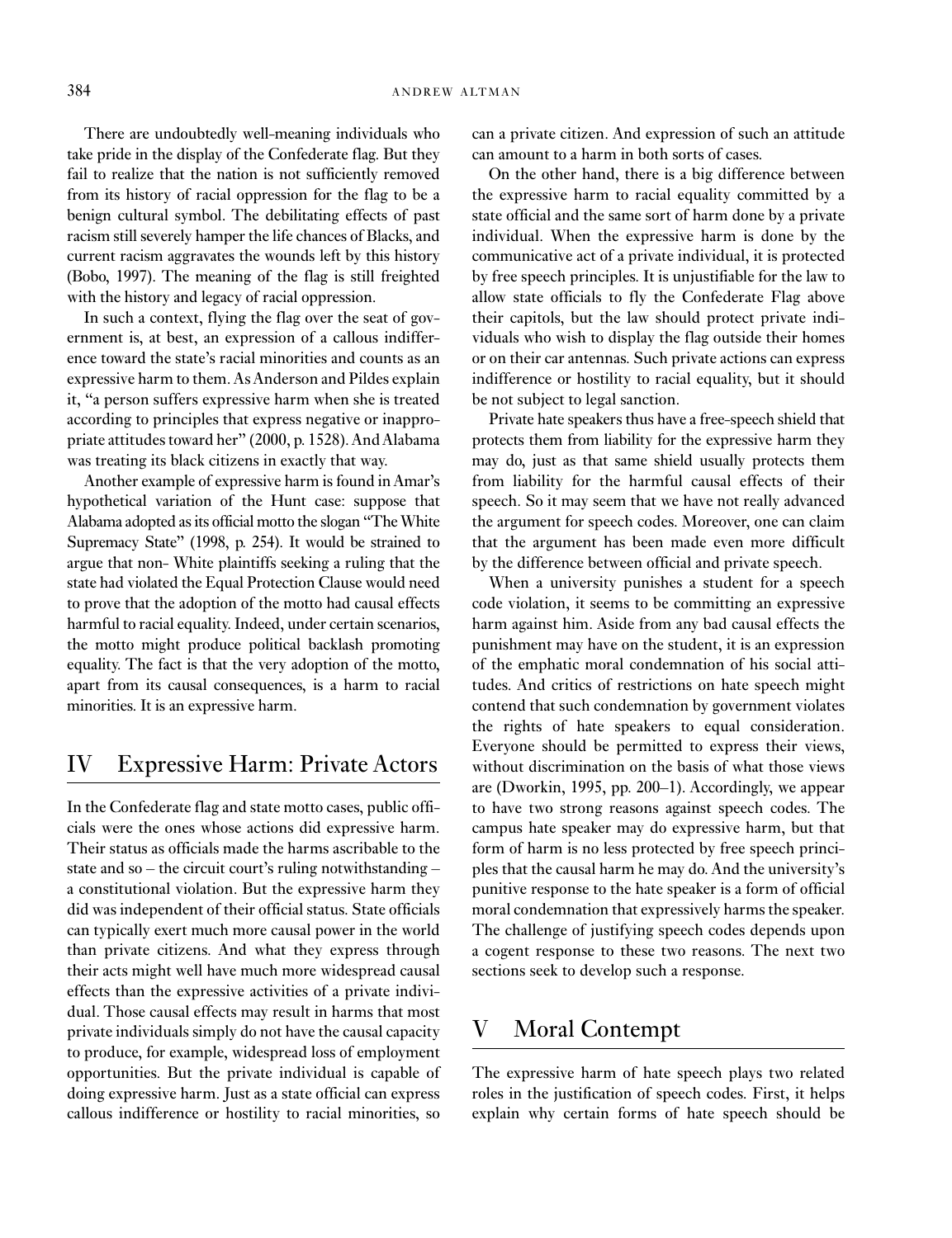There are undoubtedly well-meaning individuals who take pride in the display of the Confederate flag. But they fail to realize that the nation is not sufficiently removed from its history of racial oppression for the flag to be a benign cultural symbol. The debilitating effects of past racism still severely hamper the life chances of Blacks, and current racism aggravates the wounds left by this history (Bobo, 1997). The meaning of the flag is still freighted with the history and legacy of racial oppression.

In such a context, flying the flag over the seat of government is, at best, an expression of a callous indifference toward the state's racial minorities and counts as an expressive harm to them. As Anderson and Pildes explain it, "a person suffers expressive harm when she is treated according to principles that express negative or inappropriate attitudes toward her" (2000, p. 1528). And Alabama was treating its black citizens in exactly that way.

Another example of expressive harm is found in Amar's hypothetical variation of the Hunt case: suppose that Alabama adopted as its official motto the slogan "The White Supremacy State" (1998, p. 254). It would be strained to argue that non- White plaintiffs seeking a ruling that the state had violated the Equal Protection Clause would need to prove that the adoption of the motto had causal effects harmful to racial equality. Indeed, under certain scenarios, the motto might produce political backlash promoting equality. The fact is that the very adoption of the motto, apart from its causal consequences, is a harm to racial minorities. It is an expressive harm.

## IV Expressive Harm: Private Actors

In the Confederate flag and state motto cases, public officials were the ones whose actions did expressive harm. Their status as officials made the harms ascribable to the state and so – the circuit court's ruling notwithstanding – a constitutional violation. But the expressive harm they did was independent of their official status. State officials can typically exert much more causal power in the world than private citizens. And what they express through their acts might well have much more widespread causal effects than the expressive activities of a private individual. Those causal effects may result in harms that most private individuals simply do not have the causal capacity to produce, for example, widespread loss of employment opportunities. But the private individual is capable of doing expressive harm. Just as a state official can express callous indifference or hostility to racial minorities, so can a private citizen. And expression of such an attitude can amount to a harm in both sorts of cases.

On the other hand, there is a big difference between the expressive harm to racial equality committed by a state official and the same sort of harm done by a private individual. When the expressive harm is done by the communicative act of a private individual, it is protected by free speech principles. It is unjustifiable for the law to allow state officials to fly the Confederate Flag above their capitols, but the law should protect private individuals who wish to display the flag outside their homes or on their car antennas. Such private actions can express indifference or hostility to racial equality, but it should be not subject to legal sanction.

Private hate speakers thus have a free-speech shield that protects them from liability for the expressive harm they may do, just as that same shield usually protects them from liability for the harmful causal effects of their speech. So it may seem that we have not really advanced the argument for speech codes. Moreover, one can claim that the argument has been made even more difficult by the difference between official and private speech.

When a university punishes a student for a speech code violation, it seems to be committing an expressive harm against him. Aside from any bad causal effects the punishment may have on the student, it is an expression of the emphatic moral condemnation of his social attitudes. And critics of restrictions on hate speech might contend that such condemnation by government violates the rights of hate speakers to equal consideration. Everyone should be permitted to express their views, without discrimination on the basis of what those views are (Dworkin, 1995, pp. 200–1). Accordingly, we appear to have two strong reasons against speech codes. The campus hate speaker may do expressive harm, but that form of harm is no less protected by free speech principles that the causal harm he may do. And the university's punitive response to the hate speaker is a form of official moral condemnation that expressively harms the speaker. The challenge of justifying speech codes depends upon a cogent response to these two reasons. The next two sections seek to develop such a response.

## V Moral Contempt

The expressive harm of hate speech plays two related roles in the justification of speech codes. First, it helps explain why certain forms of hate speech should be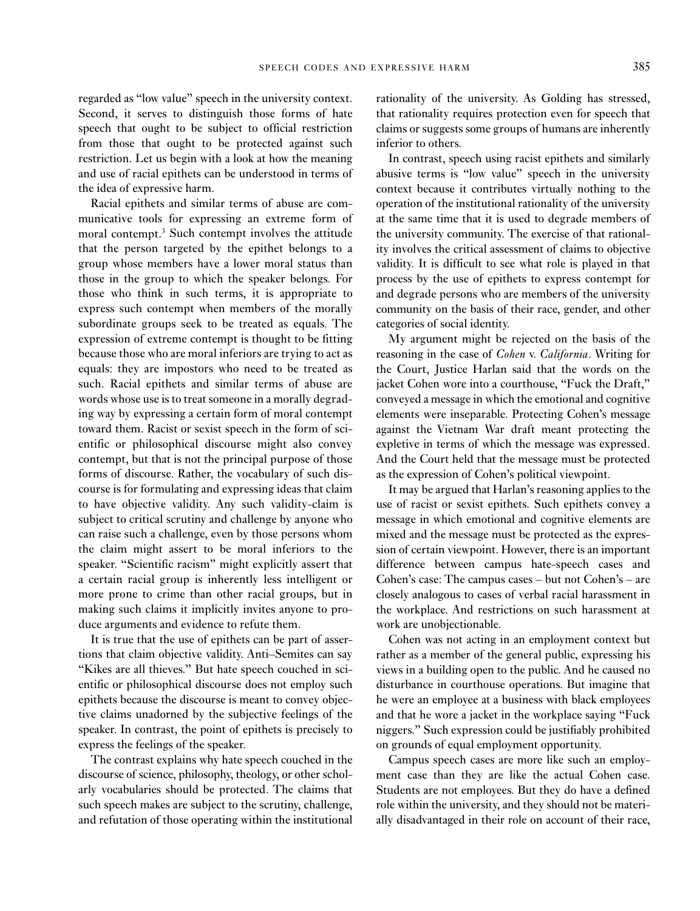regarded as "low value" speech in the university context. Second, it serves to distinguish those forms of hate speech that ought to be subject to official restriction from those that ought to be protected against such restriction. Let us begin with a look at how the meaning and use of racial epithets can be understood in terms of the idea of expressive harm.

Racial epithets and similar terms of abuse are communicative tools for expressing an extreme form of moral contempt.[3] Such contempt involves the attitude that the person targeted by the epithet belongs to a group whose members have a lower moral status than those in the group to which the speaker belongs. For those who think in such terms, it is appropriate to express such contempt when members of the morally subordinate groups seek to be treated as equals. The expression of extreme contempt is thought to be fitting because those who are moral inferiors are trying to act as equals: they are impostors who need to be treated as such. Racial epithets and similar terms of abuse are words whose use is to treat someone in a morally degrading way by expressing a certain form of moral contempt toward them. Racist or sexist speech in the form of scientific or philosophical discourse might also convey contempt, but that is not the principal purpose of those forms of discourse. Rather, the vocabulary of such discourse is for formulating and expressing ideas that claim to have objective validity. Any such validity-claim is subject to critical scrutiny and challenge by anyone who can raise such a challenge, even by those persons whom the claim might assert to be moral inferiors to the speaker. "Scientific racism" might explicitly assert that a certain racial group is inherently less intelligent or more prone to crime than other racial groups, but in making such claims it implicitly invites anyone to produce arguments and evidence to refute them.

It is true that the use of epithets can be part of assertions that claim objective validity. Anti–Semites can say "Kikes are all thieves." But hate speech couched in scientific or philosophical discourse does not employ such epithets because the discourse is meant to convey objective claims unadorned by the subjective feelings of the speaker. In contrast, the point of epithets is precisely to express the feelings of the speaker.

The contrast explains why hate speech couched in the discourse of science, philosophy, theology, or other scholarly vocabularies should be protected. The claims that such speech makes are subject to the scrutiny, challenge, and refutation of those operating within the institutional rationality of the university. As Golding has stressed, that rationality requires protection even for speech that claims or suggests some groups of humans are inherently inferior to others.

In contrast, speech using racist epithets and similarly abusive terms is "low value" speech in the university context because it contributes virtually nothing to the operation of the institutional rationality of the university at the same time that it is used to degrade members of the university community. The exercise of that rationality involves the critical assessment of claims to objective validity. It is difficult to see what role is played in that process by the use of epithets to express contempt for and degrade persons who are members of the university community on the basis of their race, gender, and other categories of social identity.

My argument might be rejected on the basis of the reasoning in the case of *Cohen* v. *California*. Writing for the Court, Justice Harlan said that the words on the jacket Cohen wore into a courthouse, "Fuck the Draft," conveyed a message in which the emotional and cognitive elements were inseparable. Protecting Cohen's message against the Vietnam War draft meant protecting the expletive in terms of which the message was expressed. And the Court held that the message must be protected as the expression of Cohen's political viewpoint.

It may be argued that Harlan's reasoning applies to the use of racist or sexist epithets. Such epithets convey a message in which emotional and cognitive elements are mixed and the message must be protected as the expression of certain viewpoint. However, there is an important difference between campus hate-speech cases and Cohen's case: The campus cases – but not Cohen's – are closely analogous to cases of verbal racial harassment in the workplace. And restrictions on such harassment at work are unobjectionable.

Cohen was not acting in an employment context but rather as a member of the general public, expressing his views in a building open to the public. And he caused no disturbance in courthouse operations. But imagine that he were an employee at a business with black employees and that he wore a jacket in the workplace saying "Fuck niggers." Such expression could be justifiably prohibited on grounds of equal employment opportunity.

Campus speech cases are more like such an employment case than they are like the actual Cohen case. Students are not employees. But they do have a defined role within the university, and they should not be materially disadvantaged in their role on account of their race,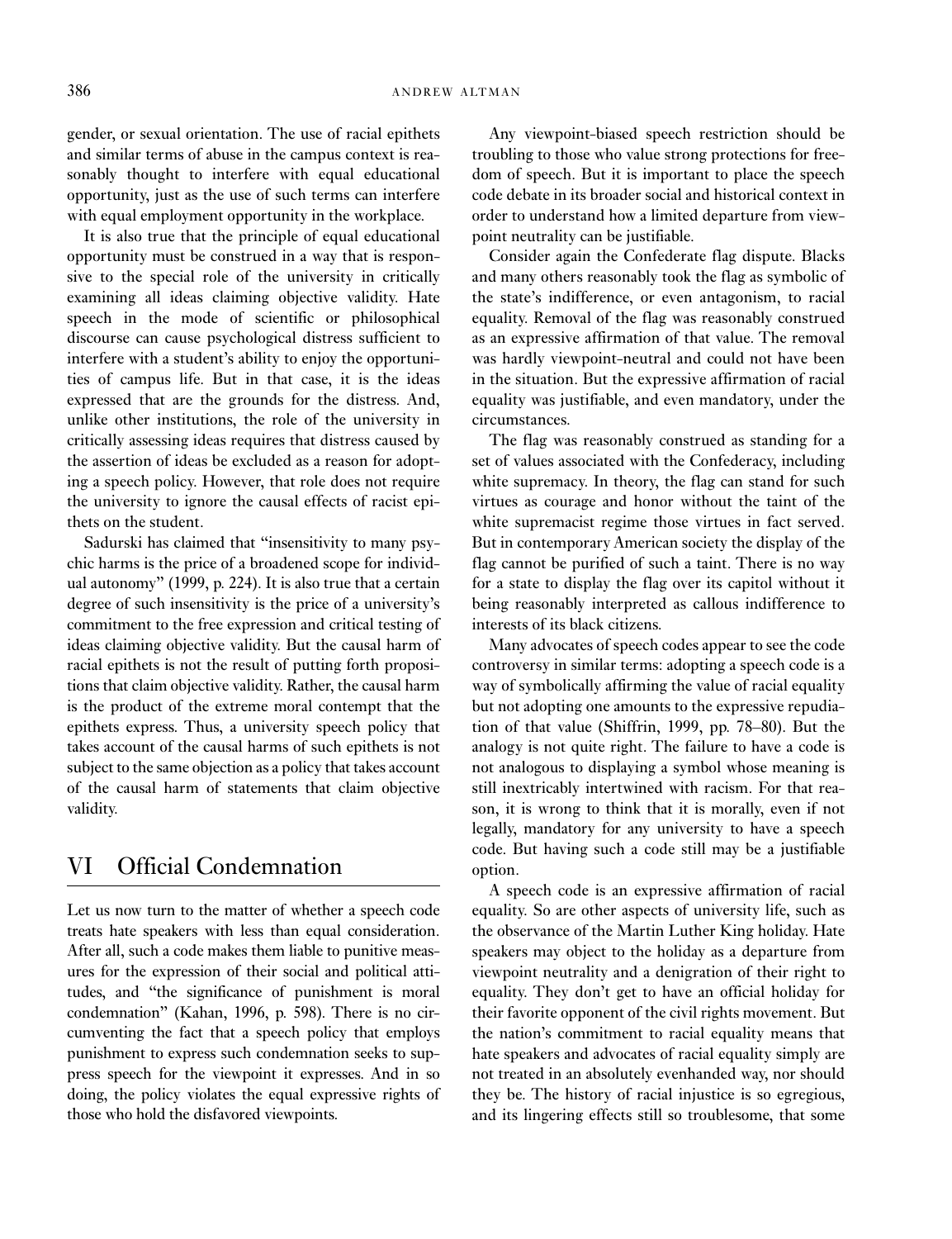gender, or sexual orientation. The use of racial epithets and similar terms of abuse in the campus context is reasonably thought to interfere with equal educational opportunity, just as the use of such terms can interfere with equal employment opportunity in the workplace.

It is also true that the principle of equal educational opportunity must be construed in a way that is responsive to the special role of the university in critically examining all ideas claiming objective validity. Hate speech in the mode of scientific or philosophical discourse can cause psychological distress sufficient to interfere with a student's ability to enjoy the opportunities of campus life. But in that case, it is the ideas expressed that are the grounds for the distress. And, unlike other institutions, the role of the university in critically assessing ideas requires that distress caused by the assertion of ideas be excluded as a reason for adopting a speech policy. However, that role does not require the university to ignore the causal effects of racist epithets on the student.

Sadurski has claimed that "insensitivity to many psychic harms is the price of a broadened scope for individual autonomy" (1999, p. 224). It is also true that a certain degree of such insensitivity is the price of a university's commitment to the free expression and critical testing of ideas claiming objective validity. But the causal harm of racial epithets is not the result of putting forth propositions that claim objective validity. Rather, the causal harm is the product of the extreme moral contempt that the epithets express. Thus, a university speech policy that takes account of the causal harms of such epithets is not subject to the same objection as a policy that takes account of the causal harm of statements that claim objective validity.

## VI Official Condemnation

Let us now turn to the matter of whether a speech code treats hate speakers with less than equal consideration. After all, such a code makes them liable to punitive measures for the expression of their social and political attitudes, and "the significance of punishment is moral condemnation" (Kahan, 1996, p. 598). There is no circumventing the fact that a speech policy that employs punishment to express such condemnation seeks to suppress speech for the viewpoint it expresses. And in so doing, the policy violates the equal expressive rights of those who hold the disfavored viewpoints.

Any viewpoint-biased speech restriction should be troubling to those who value strong protections for freedom of speech. But it is important to place the speech code debate in its broader social and historical context in order to understand how a limited departure from viewpoint neutrality can be justifiable.

Consider again the Confederate flag dispute. Blacks and many others reasonably took the flag as symbolic of the state's indifference, or even antagonism, to racial equality. Removal of the flag was reasonably construed as an expressive affirmation of that value. The removal was hardly viewpoint-neutral and could not have been in the situation. But the expressive affirmation of racial equality was justifiable, and even mandatory, under the circumstances.

The flag was reasonably construed as standing for a set of values associated with the Confederacy, including white supremacy. In theory, the flag can stand for such virtues as courage and honor without the taint of the white supremacist regime those virtues in fact served. But in contemporary American society the display of the flag cannot be purified of such a taint. There is no way for a state to display the flag over its capitol without it being reasonably interpreted as callous indifference to interests of its black citizens.

Many advocates of speech codes appear to see the code controversy in similar terms: adopting a speech code is a way of symbolically affirming the value of racial equality but not adopting one amounts to the expressive repudiation of that value (Shiffrin, 1999, pp. 78–80). But the analogy is not quite right. The failure to have a code is not analogous to displaying a symbol whose meaning is still inextricably intertwined with racism. For that reason, it is wrong to think that it is morally, even if not legally, mandatory for any university to have a speech code. But having such a code still may be a justifiable option.

A speech code is an expressive affirmation of racial equality. So are other aspects of university life, such as the observance of the Martin Luther King holiday. Hate speakers may object to the holiday as a departure from viewpoint neutrality and a denigration of their right to equality. They don't get to have an official holiday for their favorite opponent of the civil rights movement. But the nation's commitment to racial equality means that hate speakers and advocates of racial equality simply are not treated in an absolutely evenhanded way, nor should they be. The history of racial injustice is so egregious, and its lingering effects still so troublesome, that some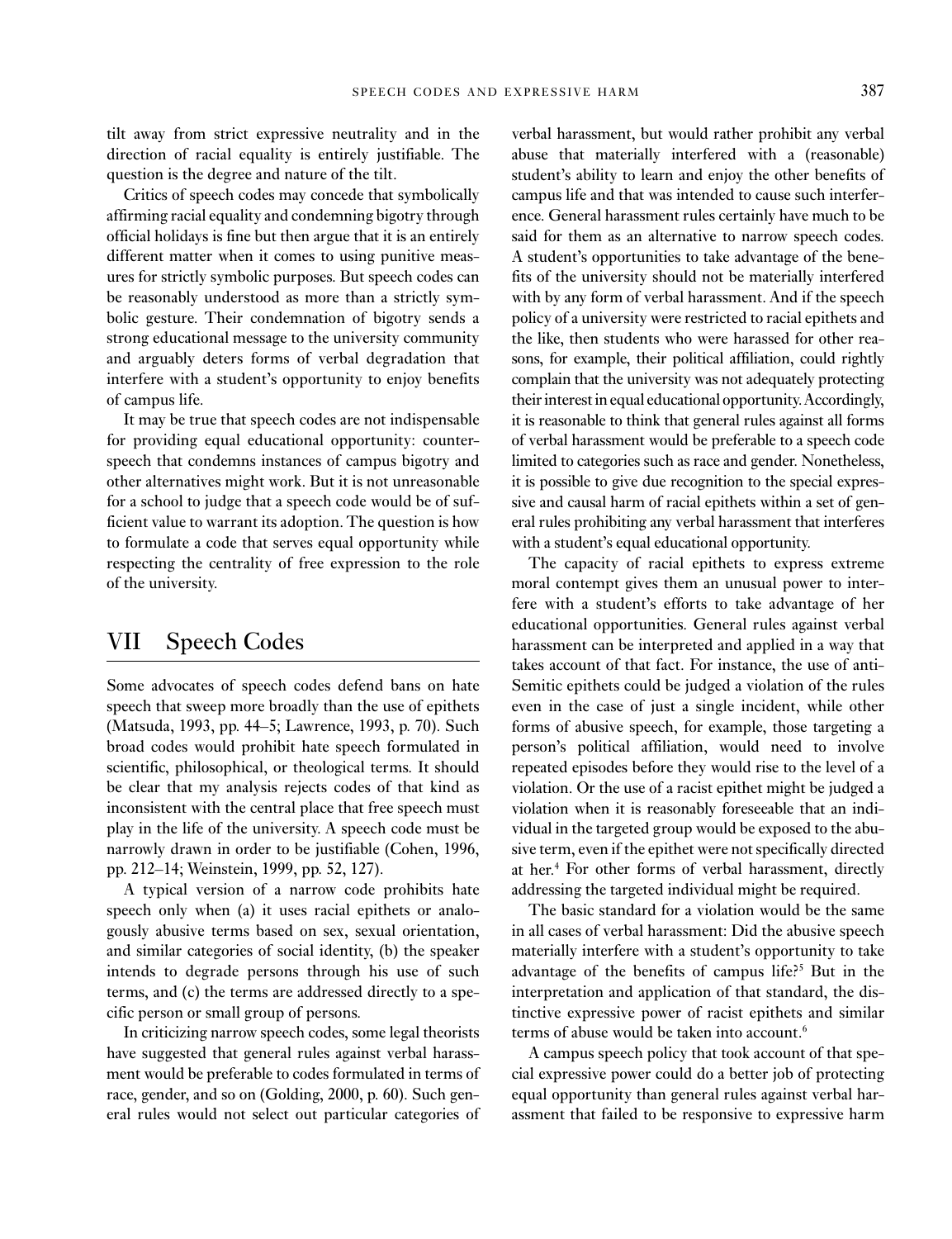tilt away from strict expressive neutrality and in the direction of racial equality is entirely justifiable. The question is the degree and nature of the tilt.

Critics of speech codes may concede that symbolically affirming racial equality and condemning bigotry through official holidays is fine but then argue that it is an entirely different matter when it comes to using punitive measures for strictly symbolic purposes. But speech codes can be reasonably understood as more than a strictly symbolic gesture. Their condemnation of bigotry sends a strong educational message to the university community and arguably deters forms of verbal degradation that interfere with a student's opportunity to enjoy benefits of campus life.

It may be true that speech codes are not indispensable for providing equal educational opportunity: counter-speech that condemns instances of campus bigotry and other alternatives might work. But it is not unreasonable for a school to judge that a speech code would be of sufficient value to warrant its adoption. The question is how to formulate a code that serves equal opportunity while respecting the centrality of free expression to the role of the university.

## VII Speech Codes

Some advocates of speech codes defend bans on hate speech that sweep more broadly than the use of epithets (Matsuda, 1993, pp. 44–5; Lawrence, 1993, p. 70). Such broad codes would prohibit hate speech formulated in scientific, philosophical, or theological terms. It should be clear that my analysis rejects codes of that kind as inconsistent with the central place that free speech must play in the life of the university. A speech code must be narrowly drawn in order to be justifiable (Cohen, 1996, pp. 212–14; Weinstein, 1999, pp. 52, 127).

A typical version of a narrow code prohibits hate speech only when (a) it uses racial epithets or analogously abusive terms based on sex, sexual orientation, and similar categories of social identity, (b) the speaker intends to degrade persons through his use of such terms, and (c) the terms are addressed directly to a specific person or small group of persons.

In criticizing narrow speech codes, some legal theorists have suggested that general rules against verbal harassment would be preferable to codes formulated in terms of race, gender, and so on (Golding, 2000, p. 60). Such general rules would not select out particular categories of verbal harassment, but would rather prohibit any verbal abuse that materially interfered with a (reasonable) student's ability to learn and enjoy the other benefits of campus life and that was intended to cause such interference. General harassment rules certainly have much to be said for them as an alternative to narrow speech codes. A student's opportunities to take advantage of the benefits of the university should not be materially interfered with by any form of verbal harassment. And if the speech policy of a university were restricted to racial epithets and the like, then students who were harassed for other reasons, for example, their political affiliation, could rightly complain that the university was not adequately protecting their interest in equal educational opportunity. Accordingly, it is reasonable to think that general rules against all forms of verbal harassment would be preferable to a speech code limited to categories such as race and gender. Nonetheless, it is possible to give due recognition to the special expressive and causal harm of racial epithets within a set of general rules prohibiting any verbal harassment that interferes with a student's equal educational opportunity.

The capacity of racial epithets to express extreme moral contempt gives them an unusual power to interfere with a student's efforts to take advantage of her educational opportunities. General rules against verbal harassment can be interpreted and applied in a way that takes account of that fact. For instance, the use of anti-Semitic epithets could be judged a violation of the rules even in the case of just a single incident, while other forms of abusive speech, for example, those targeting a person's political affiliation, would need to involve repeated episodes before they would rise to the level of a violation. Or the use of a racist epithet might be judged a violation when it is reasonably foreseeable that an individual in the targeted group would be exposed to the abusive term, even if the epithet were not specifically directed at her.[4] For other forms of verbal harassment, directly addressing the targeted individual might be required.

The basic standard for a violation would be the same in all cases of verbal harassment: Did the abusive speech materially interfere with a student's opportunity to take advantage of the benefits of campus life?[5] But in the interpretation and application of that standard, the distinctive expressive power of racist epithets and similar terms of abuse would be taken into account.[6]

A campus speech policy that took account of that special expressive power could do a better job of protecting equal opportunity than general rules against verbal harassment that failed to be responsive to expressive harm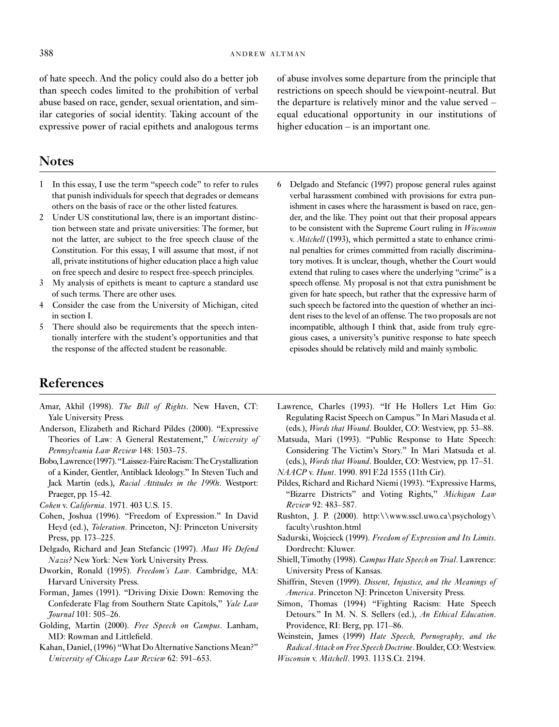of hate speech. And the policy could also do a better job than speech codes limited to the prohibition of verbal abuse based on race, gender, sexual orientation, and similar categories of social identity. Taking account of the expressive power of racial epithets and analogous terms of abuse involves some departure from the principle that restrictions on speech should be viewpoint-neutral. But the departure is relatively minor and the value served – equal educational opportunity in our institutions of higher education – is an important one.

## Notes

1. In this essay, I use the term "speech code" to refer to rules that punish individuals for speech that degrades or demeans others on the basis of race or the other listed features.
2. Under US constitutional law, there is an important distinction between state and private universities: The former, but not the latter, are subject to the free speech clause of the Constitution. For this essay, I will assume that most, if not all, private institutions of higher education place a high value on free speech and desire to respect free-speech principles.
3. My analysis of epithets is meant to capture a standard use of such terms. There are other uses.
4. Consider the case from the University of Michigan, cited in section I.
5. There should also be requirements that the speech intentionally interfere with the student's opportunities and that the response of the affected student be reasonable.
6. Delgado and Stefancic (1997) propose general rules against verbal harassment combined with provisions for extra punishment in cases where the harassment is based on race, gender, and the like. They point out that their proposal appears to be consistent with the Supreme Court ruling in *Wisconsin* v. *Mitchell* (1993), which permitted a state to enhance criminal penalties for crimes committed from racially discriminatory motives. It is unclear, though, whether the Court would extend that ruling to cases where the underlying "crime" is a speech offense. My proposal is not that extra punishment be given for hate speech, but rather that the expressive harm of such speech be factored into the question of whether an incident rises to the level of an offense. The two proposals are not incompatible, although I think that, aside from truly egregious cases, a university's punitive response to hate speech episodes should be relatively mild and mainly symbolic.

## References

Amar, Akhil (1998). *The Bill of Rights*. New Haven, CT: Yale University Press.

Anderson, Elizabeth and Richard Pildes (2000). "Expressive Theories of Law: A General Restatement," *University of Pennsylvania Law Review* 148: 1503–75.

Bobo, Lawrence (1997). "Laissez-Faire Racism: The Crystallization of a Kinder, Gentler, Antiblack Ideology." In Steven Tuch and Jack Martin (eds.), *Racial Attitudes in the 1990s*. Westport: Praeger, pp. 15–42.

*Cohen* v. *California*. 1971. 403 U.S. 15.

Cohen, Joshua (1996). "Freedom of Expression." In David Heyd (ed.), *Toleration*. Princeton, NJ: Princeton University Press, pp. 173–225.

Delgado, Richard and Jean Stefancic (1997). *Must We Defend Nazis?* New York: New York University Press.

Dworkin, Ronald (1995). *Freedom's Law*. Cambridge, MA: Harvard University Press.

Forman, James (1991). "Driving Dixie Down: Removing the Confederate Flag from Southern State Capitols," *Yale Law Journal* 101: 505–26.

Golding, Martin (2000). *Free Speech on Campus*. Lanham, MD: Rowman and Littlefield.

Kahan, Daniel, (1996) "What Do Alternative Sanctions Mean?" *University of Chicago Law Review* 62: 591–653.

Lawrence, Charles (1993). "If He Hollers Let Him Go: Regulating Racist Speech on Campus." In Mari Masuda et al. (eds.), *Words that Wound*. Boulder, CO: Westview, pp. 53–88.

Matsuda, Mari (1993). "Public Response to Hate Speech: Considering The Victim's Story." In Mari Matsuda et al. (eds.), *Words that Wound*. Boulder, CO: Westview, pp. 17–51.

*NAACP* v. *Hunt*. 1990. 891 F.2d 1555 (11th Cir).

Pildes, Richard and Richard Niemi (1993). "Expressive Harms, "Bizarre Districts" and Voting Rights," *Michigan Law Review* 92: 483–587.

Rushton, J. P. (2000). http:\\www.sscl.uwo.ca\psychology\faculty\rushton.html

Sadurski, Wojcieck (1999). *Freedom of Expression and Its Limits*. Dordrecht: Kluwer.

Shiell, Timothy (1998). *Campus Hate Speech on Trial*. Lawrence: University Press of Kansas.

Shiffrin, Steven (1999). *Dissent, Injustice, and the Meanings of America*. Princeton NJ: Princeton University Press.

Simon, Thomas (1994) "Fighting Racism: Hate Speech Detours." In M. N. S. Sellers (ed.), *An Ethical Education*. Providence, RI: Berg, pp. 171–86.

Weinstein, James (1999) *Hate Speech, Pornography, and the Radical Attack on Free Speech Doctrine*. Boulder, CO: Westview.

*Wisconsin* v. *Mitchell*. 1993. 113 S.Ct. 2194.